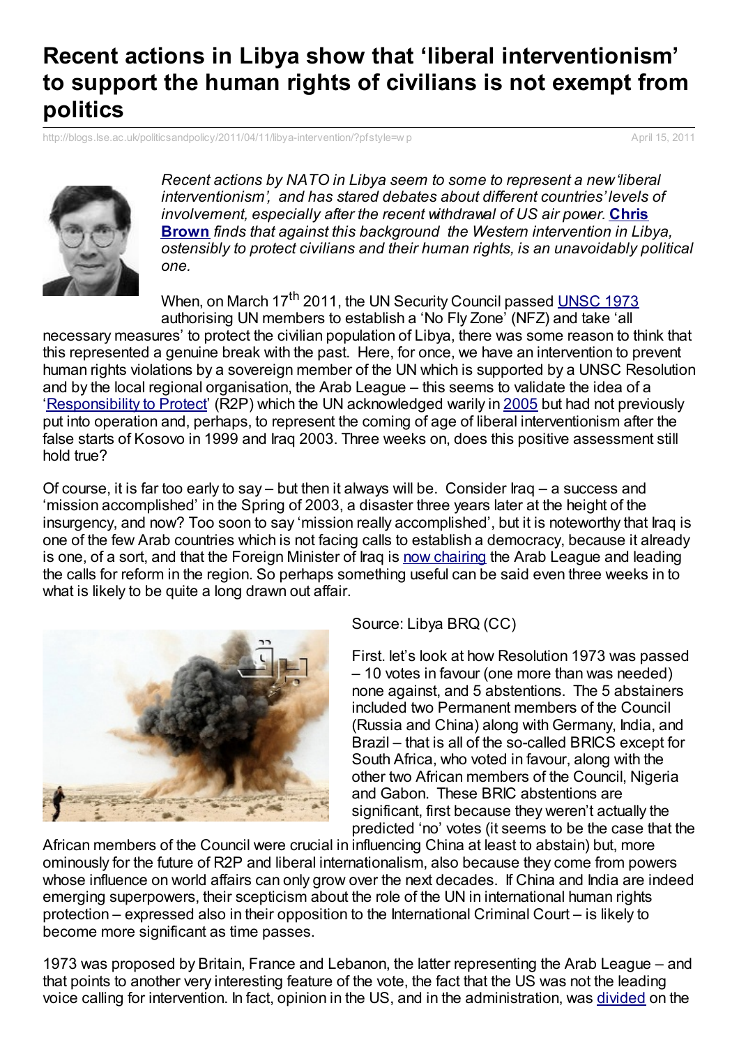# Recent actions in Libya show that 'liberal interventionism' to support the human rights of civilians is not exempt from politics

http://blogs.lse.ac.uk/politicsandpolicy/2011/04/11/libya-intervention/?pfstyle=wp April 15, 2011

*Recent actions by NATO in Libya seem to some to represent a new 'liberal interventionism', and has stared debates about different countries' levels of involvement, especially after the recent withdrawal of US air power.* **Chris Brown** *finds that against this background the Western intervention in Libya, ostensibly to protect civilians and their human rights, is an unavoidably political one.*

When, on March 17th 2011, the UN Security Council passed UNSC 1973 authorising UN members to establish a 'No Fly Zone' (NFZ) and take 'all necessary measures' to protect the civilian population of Libya, there was some reason to think that this represented a genuine break with the past. Here, for once, we have an intervention to prevent human rights violations by a sovereign member of the UN which is supported by a UNSC Resolution and by the local regional organisation, the Arab League – this seems to validate the idea of a 'Responsibility to Protect' (R2P) which the UN acknowledged warily in 2005 but had not previously put into operation and, perhaps, to represent the coming of age of liberal interventionism after the false starts of Kosovo in 1999 and Iraq 2003. Three weeks on, does this positive assessment still hold true?

Of course, it is far too early to say – but then it always will be. Consider Iraq – a success and 'mission accomplished' in the Spring of 2003, a disaster three years later at the height of the insurgency, and now? Too soon to say 'mission really accomplished', but it is noteworthy that Iraq is one of the few Arab countries which is not facing calls to establish a democracy, because it already is one, of a sort, and that the Foreign Minister of Iraq is now chairing the Arab League and leading the calls for reform in the region. So perhaps something useful can be said even three weeks in to what is likely to be quite a long drawn out affair.

Source: Libya BRQ (CC)

First. let's look at how Resolution 1973 was passed – 10 votes in favour (one more than was needed) none against, and 5 abstentions. The 5 abstainers included two Permanent members of the Council (Russia and China) along with Germany, India, and Brazil – that is all of the so-called BRICS except for South Africa, who voted in favour, along with the other two African members of the Council, Nigeria and Gabon. These BRIC abstentions are significant, first because they weren't actually the predicted 'no' votes (it seems to be the case that the African members of the Council were crucial in influencing China at least to abstain) but, more ominously for the future of R2P and liberal internationalism, also because they come from powers whose influence on world affairs can only grow over the next decades. If China and India are indeed emerging superpowers, their scepticism about the role of the UN in international human rights protection – expressed also in their opposition to the International Criminal Court – is likely to become more significant as time passes.

1973 was proposed by Britain, France and Lebanon, the latter representing the Arab League – and that points to another very interesting feature of the vote, the fact that the US was not the leading voice calling for intervention. In fact, opinion in the US, and in the administration, was divided on the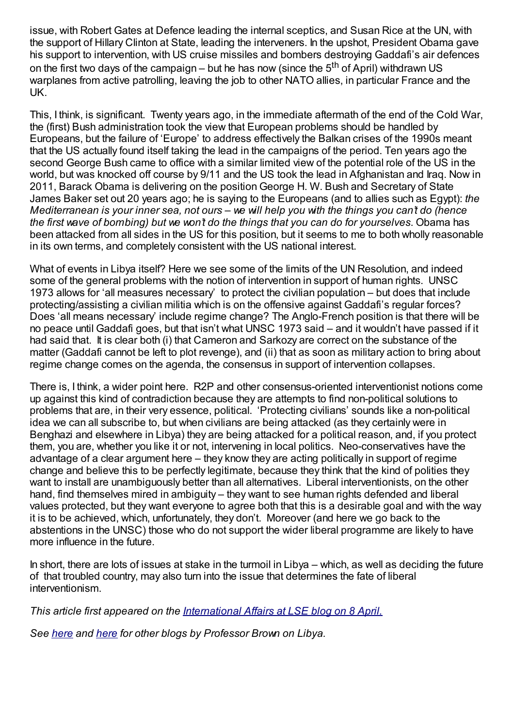issue, with Robert Gates at Defence leading the internal sceptics, and Susan Rice at the UN, with the support of Hillary Clinton at State, leading the interveners. In the upshot, President Obama gave his support to intervention, with US cruise missiles and bombers destroying Gaddafi's air defences on the first two days of the campaign – but he has now (since the 5th of April) withdrawn US warplanes from active patrolling, leaving the job to other NATO allies, in particular France and the UK.

This, I think, is significant. Twenty years ago, in the immediate aftermath of the end of the Cold War, the (first) Bush administration took the view that European problems should be handled by Europeans, but the failure of 'Europe' to address effectively the Balkan crises of the 1990s meant that the US actually found itself taking the lead in the campaigns of the period. Ten years ago the second George Bush came to office with a similar limited view of the potential role of the US in the world, but was knocked off course by 9/11 and the US took the lead in Afghanistan and Iraq. Now in 2011, Barack Obama is delivering on the position George H. W. Bush and Secretary of State James Baker set out 20 years ago; he is saying to the Europeans (and to allies such as Egypt): *the Mediterranean is your inner sea, not ours – we will help you with the things you can't do (hence the first wave of bombing) but we won't do the things that you can do for yourselves*. Obama has been attacked from all sides in the US for this position, but it seems to me to both wholly reasonable in its own terms, and completely consistent with the US national interest.

What of events in Libya itself? Here we see some of the limits of the UN Resolution, and indeed some of the general problems with the notion of intervention in support of human rights. UNSC 1973 allows for 'all measures necessary' to protect the civilian population – but does that include protecting/assisting a civilian militia which is on the offensive against Gaddafi's regular forces? Does 'all means necessary' include regime change? The Anglo-French position is that there will be no peace until Gaddafi goes, but that isn't what UNSC 1973 said – and it wouldn't have passed if it had said that. It is clear both (i) that Cameron and Sarkozy are correct on the substance of the matter (Gaddafi cannot be left to plot revenge), and (ii) that as soon as military action to bring about regime change comes on the agenda, the consensus in support of intervention collapses.

There is, I think, a wider point here. R2P and other consensus-oriented interventionist notions come up against this kind of contradiction because they are attempts to find non-political solutions to problems that are, in their very essence, political. 'Protecting civilians' sounds like a non-political idea we can all subscribe to, but when civilians are being attacked (as they certainly were in Benghazi and elsewhere in Libya) they are being attacked for a political reason, and, if you protect them, you are, whether you like it or not, intervening in local politics. Neo-conservatives have the advantage of a clear argument here – they know they are acting politically in support of regime change and believe this to be perfectly legitimate, because they think that the kind of polities they want to install are unambiguously better than all alternatives. Liberal interventionists, on the other hand, find themselves mired in ambiguity – they want to see human rights defended and liberal values protected, but they want everyone to agree both that this is a desirable goal and with the way it is to be achieved, which, unfortunately, they don't. Moreover (and here we go back to the abstentions in the UNSC) those who do not support the wider liberal programme are likely to have more influence in the future.

In short, there are lots of issues at stake in the turmoil in Libya – which, as well as deciding the future of that troubled country, may also turn into the issue that determines the fate of liberal interventionism.

*This article first appeared on the [International Affairs at LSE blog on 8 April.]()*

*See [here]() and [here]() for other blogs by Professor Brown on Libya.*